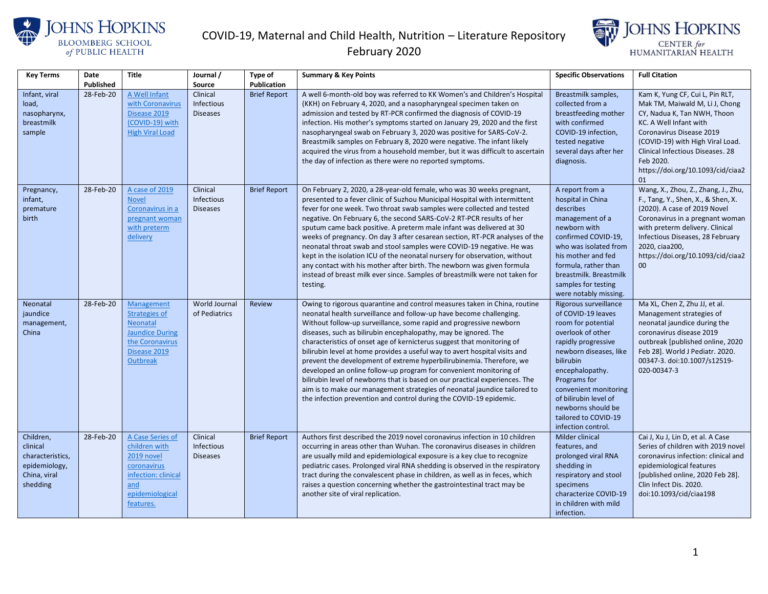# COVID-19, Maternal and Child Health, Nutrition – Literature Repository
## February 2020

| Key Terms | Date Published | Title | Journal / Source | Type of Publication | Summary & Key Points | Specific Observations | Full Citation |
|---|---|---|---|---|---|---|---|
| Infant, viral load, nasopharynx, breastmilk sample | 28-Feb-20 | A Well Infant with Coronavirus Disease 2019 (COVID-19) with High Viral Load | Clinical Infectious Diseases | Brief Report | A well 6-month-old boy was referred to KK Women's and Children's Hospital (KKH) on February 4, 2020, and a nasopharyngeal specimen taken on admission and tested by RT-PCR confirmed the diagnosis of COVID-19 infection. His mother's symptoms started on January 29, 2020 and the first nasopharyngeal swab on February 3, 2020 was positive for SARS-CoV-2. Breastmilk samples on February 8, 2020 were negative. The infant likely acquired the virus from a household member, but it was difficult to ascertain the day of infection as there were no reported symptoms. | Breastmilk samples, collected from a breastfeeding mother with confirmed COVID-19 infection, tested negative several days after her diagnosis. | Kam K, Yung CF, Cui L, Pin RLT, Mak TM, Maiwald M, Li J, Chong CY, Nadua K, Tan NWH, Thoon KC. A Well Infant with Coronavirus Disease 2019 (COVID-19) with High Viral Load. Clinical Infectious Diseases. 28 Feb 2020. https://doi.org/10.1093/cid/ciaa201 |
| Pregnancy, infant, premature birth | 28-Feb-20 | A case of 2019 Novel Coronavirus in a pregnant woman with preterm delivery | Clinical Infectious Diseases | Brief Report | On February 2, 2020, a 28-year-old female, who was 30 weeks pregnant, presented to a fever clinic of Suzhou Municipal Hospital with intermittent fever for one week. Two throat swab samples were collected and tested negative. On February 6, the second SARS-CoV-2 RT-PCR results of her sputum came back positive. A preterm male infant was delivered at 30 weeks of pregnancy. On day 3 after cesarean section, RT-PCR analyses of the neonatal throat swab and stool samples were COVID-19 negative. He was kept in the isolation ICU of the neonatal nursery for observation, without any contact with his mother after birth. The newborn was given formula instead of breast milk ever since. Samples of breastmilk were not taken for testing. | A report from a hospital in China describes management of a newborn with confirmed COVID-19, who was isolated from his mother and fed formula, rather than breastmilk. Breastmilk samples for testing were notably missing. | Wang, X., Zhou, Z., Zhang, J., Zhu, F., Tang, Y., Shen, X., & Shen, X. (2020). A case of 2019 Novel Coronavirus in a pregnant woman with preterm delivery. Clinical Infectious Diseases, 28 February 2020, ciaa200, https://doi.org/10.1093/cid/ciaa200 |
| Neonatal jaundice management, China | 28-Feb-20 | Management Strategies of Neonatal Jaundice During the Coronavirus Disease 2019 Outbreak | World Journal of Pediatrics | Review | Owing to rigorous quarantine and control measures taken in China, routine neonatal health surveillance and follow-up have become challenging. Without follow-up surveillance, some rapid and progressive newborn diseases, such as bilirubin encephalopathy, may be ignored. The characteristics of onset age of kernicterus suggest that monitoring of bilirubin level at home provides a useful way to avert hospital visits and prevent the development of extreme hyperbilirubinemia. Therefore, we developed an online follow-up program for convenient monitoring of bilirubin level of newborns that is based on our practical experiences. The aim is to make our management strategies of neonatal jaundice tailored to the infection prevention and control during the COVID-19 epidemic. | Rigorous surveillance of COVID-19 leaves room for potential overlook of other rapidly progressive newborn diseases, like bilirubin encephalopathy. Programs for convenient monitoring of bilirubin level of newborns should be tailored to COVID-19 infection control. | Ma XL, Chen Z, Zhu JJ, et al. Management strategies of neonatal jaundice during the coronavirus disease 2019 outbreak [published online, 2020 Feb 28]. World J Pediatr. 2020. 00347-3. doi:10.1007/s12519-020-00347-3 |
| Children, clinical characteristics, epidemiology, China, viral shedding | 28-Feb-20 | A Case Series of children with 2019 novel coronavirus infection: clinical and epidemiological features. | Clinical Infectious Diseases | Brief Report | Authors first described the 2019 novel coronavirus infection in 10 children occurring in areas other than Wuhan. The coronavirus diseases in children are usually mild and epidemiological exposure is a key clue to recognize pediatric cases. Prolonged viral RNA shedding is observed in the respiratory tract during the convalescent phase in children, as well as in feces, which raises a question concerning whether the gastrointestinal tract may be another site of viral replication. | Milder clinical features, and prolonged viral RNA shedding in respiratory and stool specimens characterize COVID-19 in children with mild infection. | Cai J, Xu J, Lin D, et al. A Case Series of children with 2019 novel coronavirus infection: clinical and epidemiological features [published online, 2020 Feb 28]. Clin Infect Dis. 2020. doi:10.1093/cid/ciaa198 |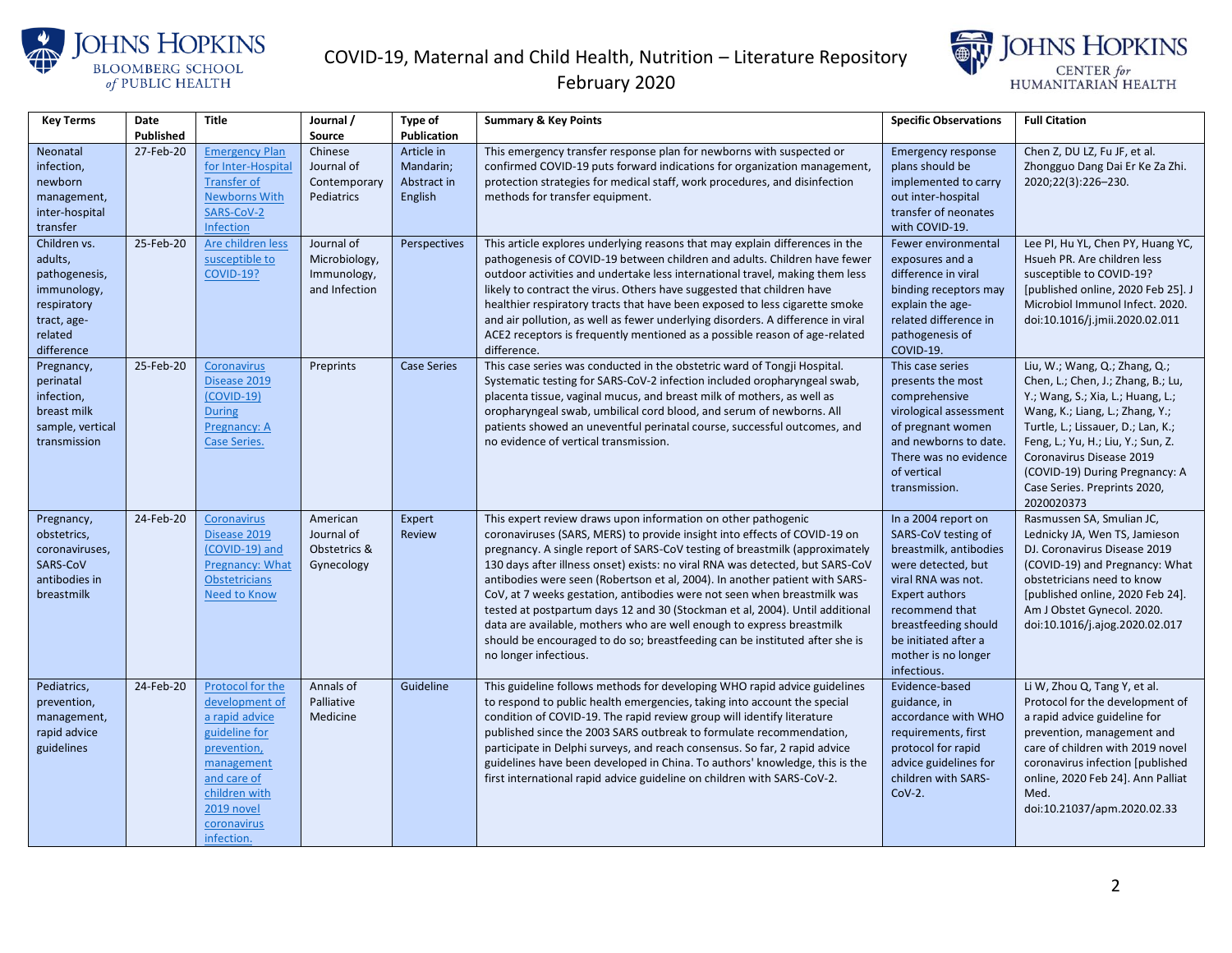# COVID-19, Maternal and Child Health, Nutrition – Literature Repository February 2020

| Key Terms | Date Published | Title | Journal / Source | Type of Publication | Summary & Key Points | Specific Observations | Full Citation |
|---|---|---|---|---|---|---|---|
| Neonatal infection, newborn management, inter-hospital transfer | 27-Feb-20 | Emergency Plan for Inter-Hospital Transfer of Newborns With SARS-CoV-2 Infection | Chinese Journal of Contemporary Pediatrics | Article in Mandarin; Abstract in English | This emergency transfer response plan for newborns with suspected or confirmed COVID-19 puts forward indications for organization management, protection strategies for medical staff, work procedures, and disinfection methods for transfer equipment. | Emergency response plans should be implemented to carry out inter-hospital transfer of neonates with COVID-19. | Chen Z, DU LZ, Fu JF, et al. Zhongguo Dang Dai Er Ke Za Zhi. 2020;22(3):226–230. |
| Children vs. adults, pathogenesis, immunology, respiratory tract, age-related difference | 25-Feb-20 | Are children less susceptible to COVID-19? | Journal of Microbiology, Immunology, and Infection | Perspectives | This article explores underlying reasons that may explain differences in the pathogenesis of COVID-19 between children and adults. Children have fewer outdoor activities and undertake less international travel, making them less likely to contract the virus. Others have suggested that children have healthier respiratory tracts that have been exposed to less cigarette smoke and air pollution, as well as fewer underlying disorders. A difference in viral ACE2 receptors is frequently mentioned as a possible reason of age-related difference. | Fewer environmental exposures and a difference in viral binding receptors may explain the age-related difference in pathogenesis of COVID-19. | Lee PI, Hu YL, Chen PY, Huang YC, Hsueh PR. Are children less susceptible to COVID-19? [published online, 2020 Feb 25]. J Microbiol Immunol Infect. 2020. doi:10.1016/j.jmii.2020.02.011 |
| Pregnancy, perinatal infection, breast milk sample, vertical transmission | 25-Feb-20 | Coronavirus Disease 2019 (COVID-19) During Pregnancy: A Case Series. | Preprints | Case Series | This case series was conducted in the obstetric ward of Tongji Hospital. Systematic testing for SARS-CoV-2 infection included oropharyngeal swab, placenta tissue, vaginal mucus, and breast milk of mothers, as well as oropharyngeal swab, umbilical cord blood, and serum of newborns. All patients showed an uneventful perinatal course, successful outcomes, and no evidence of vertical transmission. | This case series presents the most comprehensive virological assessment of pregnant women and newborns to date. There was no evidence of vertical transmission. | Liu, W.; Wang, Q.; Zhang, Q.; Chen, L.; Chen, J.; Zhang, B.; Lu, Y.; Wang, S.; Xia, L.; Huang, L.; Wang, K.; Liang, L.; Zhang, Y.; Turtle, L.; Lissauer, D.; Lan, K.; Feng, L.; Yu, H.; Liu, Y.; Sun, Z. Coronavirus Disease 2019 (COVID-19) During Pregnancy: A Case Series. Preprints 2020, 2020020373 |
| Pregnancy, obstetrics, coronaviruses, SARS-CoV antibodies in breastmilk | 24-Feb-20 | Coronavirus Disease 2019 (COVID-19) and Pregnancy: What Obstetricians Need to Know | American Journal of Obstetrics & Gynecology | Expert Review | This expert review draws upon information on other pathogenic coronaviruses (SARS, MERS) to provide insight into effects of COVID-19 on pregnancy. A single report of SARS-CoV testing of breastmilk (approximately 130 days after illness onset) exists: no viral RNA was detected, but SARS-CoV antibodies were seen (Robertson et al, 2004). In another patient with SARS-CoV, at 7 weeks gestation, antibodies were not seen when breastmilk was tested at postpartum days 12 and 30 (Stockman et al, 2004). Until additional data are available, mothers who are well enough to express breastmilk should be encouraged to do so; breastfeeding can be instituted after she is no longer infectious. | In a 2004 report on SARS-CoV testing of breastmilk, antibodies were detected, but viral RNA was not. Expert authors recommend that breastfeeding should be initiated after a mother is no longer infectious. | Rasmussen SA, Smulian JC, Lednicky JA, Wen TS, Jamieson DJ. Coronavirus Disease 2019 (COVID-19) and Pregnancy: What obstetricians need to know [published online, 2020 Feb 24]. Am J Obstet Gynecol. 2020. doi:10.1016/j.ajog.2020.02.017 |
| Pediatrics, prevention, management, rapid advice guidelines | 24-Feb-20 | Protocol for the development of a rapid advice guideline for prevention, management and care of children with 2019 novel coronavirus infection. | Annals of Palliative Medicine | Guideline | This guideline follows methods for developing WHO rapid advice guidelines to respond to public health emergencies, taking into account the special condition of COVID-19. The rapid review group will identify literature published since the 2003 SARS outbreak to formulate recommendation, participate in Delphi surveys, and reach consensus. So far, 2 rapid advice guidelines have been developed in China. To authors' knowledge, this is the first international rapid advice guideline on children with SARS-CoV-2. | Evidence-based guidance, in accordance with WHO requirements, first protocol for rapid advice guidelines for children with SARS-CoV-2. | Li W, Zhou Q, Tang Y, et al. Protocol for the development of a rapid advice guideline for prevention, management and care of children with 2019 novel coronavirus infection [published online, 2020 Feb 24]. Ann Palliat Med. doi:10.21037/apm.2020.02.33 |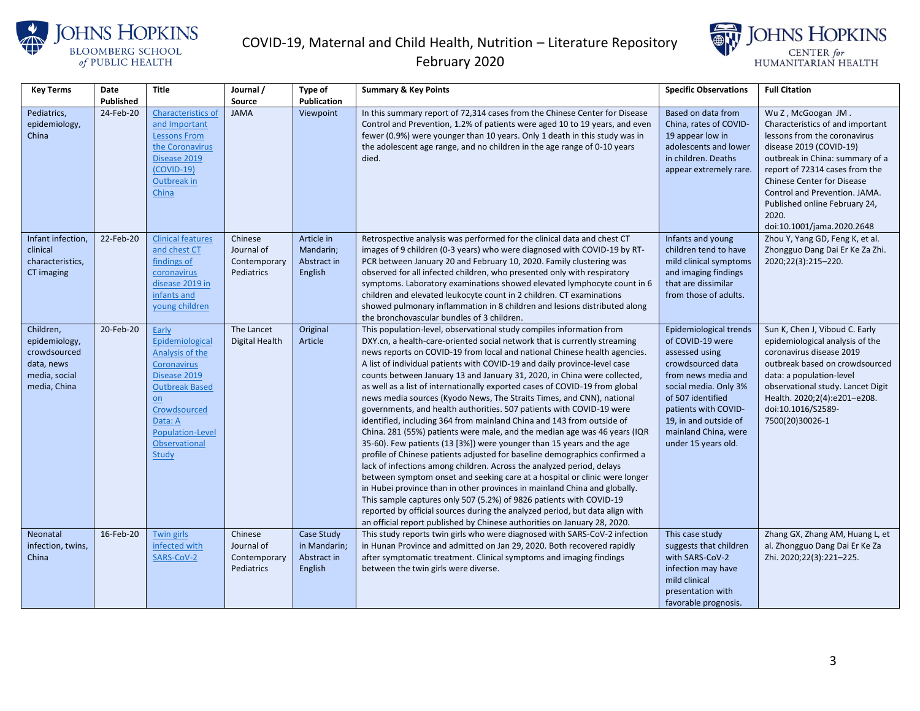| Key Terms | Date Published | Title | Journal / Source | Type of Publication | Summary & Key Points | Specific Observations | Full Citation |
|---|---|---|---|---|---|---|---|
| Pediatrics, epidemiology, China | 24-Feb-20 | Characteristics of and Important Lessons From the Coronavirus Disease 2019 (COVID-19) Outbreak in China | JAMA | Viewpoint | In this summary report of 72,314 cases from the Chinese Center for Disease Control and Prevention, 1.2% of patients were aged 10 to 19 years, and even fewer (0.9%) were younger than 10 years. Only 1 death in this study was in the adolescent age range, and no children in the age range of 0-10 years died. | Based on data from China, rates of COVID-19 appear low in adolescents and lower in children. Deaths appear extremely rare. | Wu Z , McGoogan JM . Characteristics of and important lessons from the coronavirus disease 2019 (COVID-19) outbreak in China: summary of a report of 72314 cases from the Chinese Center for Disease Control and Prevention. JAMA. Published online February 24, 2020. doi:10.1001/jama.2020.2648 |
| Infant infection, clinical characteristics, CT imaging | 22-Feb-20 | Clinical features and chest CT findings of coronavirus disease 2019 in infants and young children | Chinese Journal of Contemporary Pediatrics | Article in Mandarin; Abstract in English | Retrospective analysis was performed for the clinical data and chest CT images of 9 children (0-3 years) who were diagnosed with COVID-19 by RT-PCR between January 20 and February 10, 2020. Family clustering was observed for all infected children, who presented only with respiratory symptoms. Laboratory examinations showed elevated lymphocyte count in 6 children and elevated leukocyte count in 2 children. CT examinations showed pulmonary inflammation in 8 children and lesions distributed along the bronchovascular bundles of 3 children. | Infants and young children tend to have mild clinical symptoms and imaging findings that are dissimilar from those of adults. | Zhou Y, Yang GD, Feng K, et al. Zhongguo Dang Dai Er Ke Za Zhi. 2020;22(3):215–220. |
| Children, epidemiology, crowdsourced data, news media, social media, China | 20-Feb-20 | Early Epidemiological Analysis of the Coronavirus Disease 2019 Outbreak Based on Crowdsourced Data: A Population-Level Observational Study | The Lancet Digital Health | Original Article | This population-level, observational study compiles information from DXY.cn, a health-care-oriented social network that is currently streaming news reports on COVID-19 from local and national Chinese health agencies. A list of individual patients with COVID-19 and daily province-level case counts between January 13 and January 31, 2020, in China were collected, as well as a list of internationally exported cases of COVID-19 from global news media sources (Kyodo News, The Straits Times, and CNN), national governments, and health authorities. 507 patients with COVID-19 were identified, including 364 from mainland China and 143 from outside of China. 281 (55%) patients were male, and the median age was 46 years (IQR 35-60). Few patients (13 [3%]) were younger than 15 years and the age profile of Chinese patients adjusted for baseline demographics confirmed a lack of infections among children. Across the analyzed period, delays between symptom onset and seeking care at a hospital or clinic were longer in Hubei province than in other provinces in mainland China and globally. This sample captures only 507 (5.2%) of 9826 patients with COVID-19 reported by official sources during the analyzed period, but data align with an official report published by Chinese authorities on January 28, 2020. | Epidemiological trends of COVID-19 were assessed using crowdsourced data from news media and social media. Only 3% of 507 identified patients with COVID-19, in and outside of mainland China, were under 15 years old. | Sun K, Chen J, Viboud C. Early epidemiological analysis of the coronavirus disease 2019 outbreak based on crowdsourced data: a population-level observational study. Lancet Digit Health. 2020;2(4):e201–e208. doi:10.1016/S2589-7500(20)30026-1 |
| Neonatal infection, twins, China | 16-Feb-20 | Twin girls infected with SARS-CoV-2 | Chinese Journal of Contemporary Pediatrics | Case Study in Mandarin; Abstract in English | This study reports twin girls who were diagnosed with SARS-CoV-2 infection in Hunan Province and admitted on Jan 29, 2020. Both recovered rapidly after symptomatic treatment. Clinical symptoms and imaging findings between the twin girls were diverse. | This case study suggests that children with SARS-CoV-2 infection may have mild clinical presentation with favorable prognosis. | Zhang GX, Zhang AM, Huang L, et al. Zhongguo Dang Dai Er Ke Za Zhi. 2020;22(3):221–225. |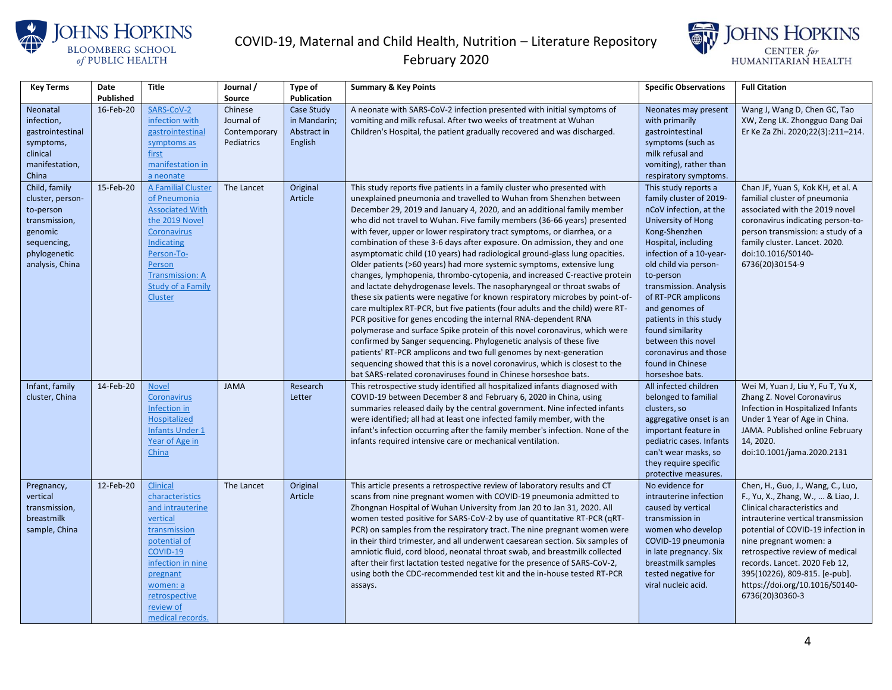| Key Terms | Date Published | Title | Journal / Source | Type of Publication | Summary & Key Points | Specific Observations | Full Citation |
|---|---|---|---|---|---|---|---|
| Neonatal infection, gastrointestinal symptoms, clinical manifestation, China | 16-Feb-20 | SARS-CoV-2 infection with gastrointestinal symptoms as first manifestation in a neonate | Chinese Journal of Contemporary Pediatrics | Case Study in Mandarin; Abstract in English | A neonate with SARS-CoV-2 infection presented with initial symptoms of vomiting and milk refusal. After two weeks of treatment at Wuhan Children's Hospital, the patient gradually recovered and was discharged. | Neonates may present with primarily gastrointestinal symptoms (such as milk refusal and vomiting), rather than respiratory symptoms. | Wang J, Wang D, Chen GC, Tao XW, Zeng LK. Zhongguo Dang Dai Er Ke Za Zhi. 2020;22(3):211–214. |
| Child, family cluster, person-to-person transmission, genomic sequencing, phylogenetic analysis, China | 15-Feb-20 | A Familial Cluster of Pneumonia Associated With the 2019 Novel Coronavirus Indicating Person-To-Person Transmission: A Study of a Family Cluster | The Lancet | Original Article | This study reports five patients in a family cluster who presented with unexplained pneumonia and travelled to Wuhan from Shenzhen between December 29, 2019 and January 4, 2020, and an additional family member who did not travel to Wuhan. Five family members (36-66 years) presented with fever, upper or lower respiratory tract symptoms, or diarrhea, or a combination of these 3-6 days after exposure. On admission, they and one asymptomatic child (10 years) had radiological ground-glass lung opacities. Older patients (>60 years) had more systemic symptoms, extensive lung changes, lymphopenia, thrombo-cytopenia, and increased C-reactive protein and lactate dehydrogenase levels. The nasopharyngeal or throat swabs of these six patients were negative for known respiratory microbes by point-of-care multiplex RT-PCR, but five patients (four adults and the child) were RT-PCR positive for genes encoding the internal RNA-dependent RNA polymerase and surface Spike protein of this novel coronavirus, which were confirmed by Sanger sequencing. Phylogenetic analysis of these five patients' RT-PCR amplicons and two full genomes by next-generation sequencing showed that this is a novel coronavirus, which is closest to the bat SARS-related coronaviruses found in Chinese horseshoe bats. | This study reports a family cluster of 2019-nCoV infection, at the University of Hong Kong-Shenzhen Hospital, including infection of a 10-year-old child via person-to-person transmission. Analysis of RT-PCR amplicons and genomes of patients in this study found similarity between this novel coronavirus and those found in Chinese horseshoe bats. | Chan JF, Yuan S, Kok KH, et al. A familial cluster of pneumonia associated with the 2019 novel coronavirus indicating person-to-person transmission: a study of a family cluster. Lancet. 2020. doi:10.1016/S0140-6736(20)30154-9 |
| Infant, family cluster, China | 14-Feb-20 | Novel Coronavirus Infection in Hospitalized Infants Under 1 Year of Age in China | JAMA | Research Letter | This retrospective study identified all hospitalized infants diagnosed with COVID-19 between December 8 and February 6, 2020 in China, using summaries released daily by the central government. Nine infected infants were identified; all had at least one infected family member, with the infant's infection occurring after the family member's infection. None of the infants required intensive care or mechanical ventilation. | All infected children belonged to familial clusters, so aggregative onset is an important feature in pediatric cases. Infants can't wear masks, so they require specific protective measures. | Wei M, Yuan J, Liu Y, Fu T, Yu X, Zhang Z. Novel Coronavirus Infection in Hospitalized Infants Under 1 Year of Age in China. JAMA. Published online February 14, 2020. doi:10.1001/jama.2020.2131 |
| Pregnancy, vertical transmission, breastmilk sample, China | 12-Feb-20 | Clinical characteristics and intrauterine vertical transmission potential of COVID-19 infection in nine pregnant women: a retrospective review of medical records. | The Lancet | Original Article | This article presents a retrospective review of laboratory results and CT scans from nine pregnant women with COVID-19 pneumonia admitted to Zhongnan Hospital of Wuhan University from Jan 20 to Jan 31, 2020. All women tested positive for SARS-CoV-2 by use of quantitative RT-PCR (qRT-PCR) on samples from the respiratory tract. The nine pregnant women were in their third trimester, and all underwent caesarean section. Six samples of amniotic fluid, cord blood, neonatal throat swab, and breastmilk collected after their first lactation tested negative for the presence of SARS-CoV-2, using both the CDC-recommended test kit and the in-house tested RT-PCR assays. | No evidence for intrauterine infection caused by vertical transmission in women who develop COVID-19 pneumonia in late pregnancy. Six breastmilk samples tested negative for viral nucleic acid. | Chen, H., Guo, J., Wang, C., Luo, F., Yu, X., Zhang, W., ... & Liao, J. Clinical characteristics and intrauterine vertical transmission potential of COVID-19 infection in nine pregnant women: a retrospective review of medical records. Lancet. 2020 Feb 12, 395(10226), 809-815. [e-pub]. https://doi.org/10.1016/S0140-6736(20)30360-3 |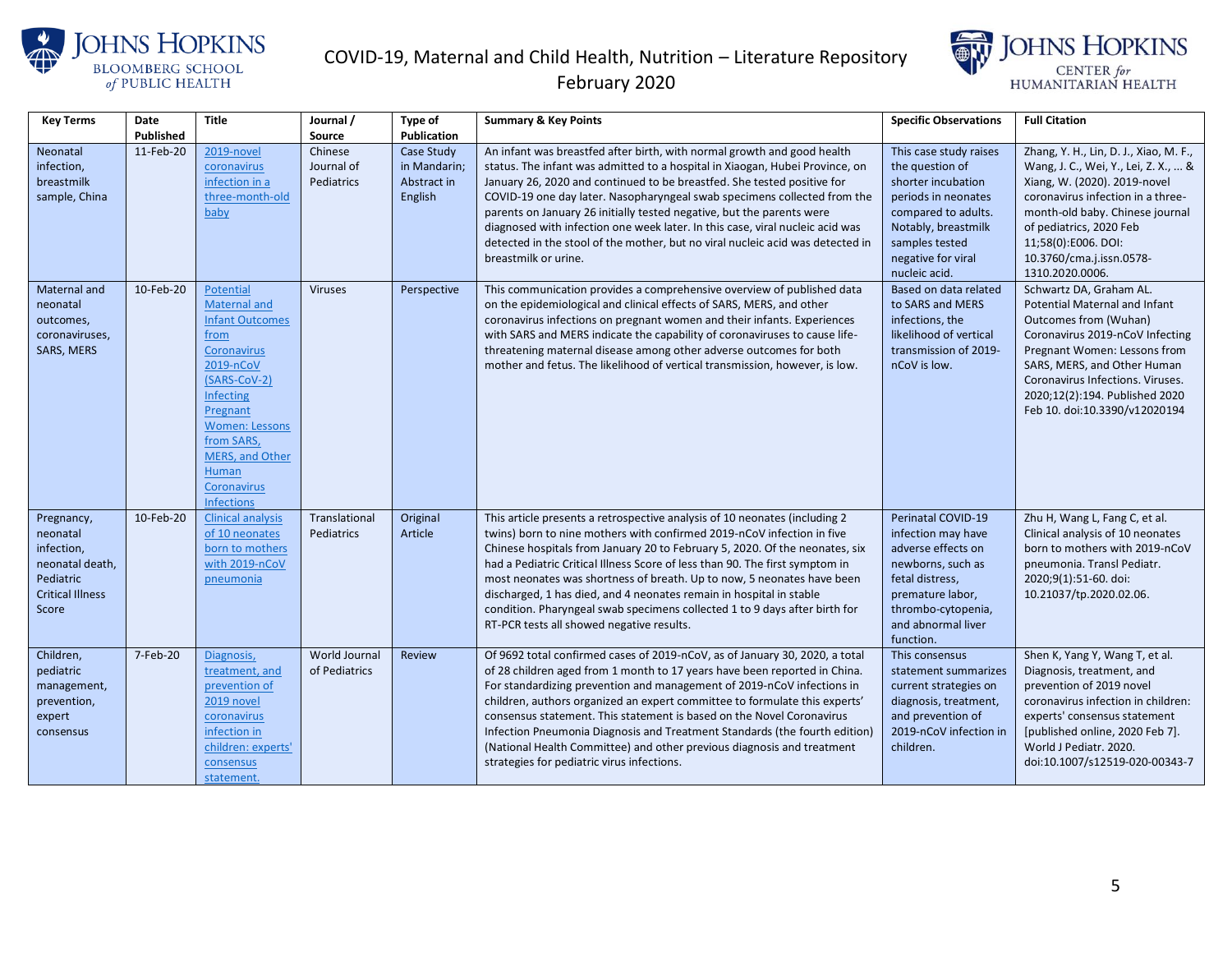| Key Terms | Date Published | Title | Journal / Source | Type of Publication | Summary & Key Points | Specific Observations | Full Citation |
|---|---|---|---|---|---|---|---|
| Neonatal infection, breastmilk sample, China | 11-Feb-20 | 2019-novel coronavirus infection in a three-month-old baby | Chinese Journal of Pediatrics | Case Study in Mandarin; Abstract in English | An infant was breastfed after birth, with normal growth and good health status. The infant was admitted to a hospital in Xiaogan, Hubei Province, on January 26, 2020 and continued to be breastfed. She tested positive for COVID-19 one day later. Nasopharyngeal swab specimens collected from the parents on January 26 initially tested negative, but the parents were diagnosed with infection one week later. In this case, viral nucleic acid was detected in the stool of the mother, but no viral nucleic acid was detected in breastmilk or urine. | This case study raises the question of shorter incubation periods in neonates compared to adults. Notably, breastmilk samples tested negative for viral nucleic acid. | Zhang, Y. H., Lin, D. J., Xiao, M. F., Wang, J. C., Wei, Y., Lei, Z. X., ... & Xiang, W. (2020). 2019-novel coronavirus infection in a three-month-old baby. Chinese journal of pediatrics, 2020 Feb 11;58(0):E006. DOI: 10.3760/cma.j.issn.0578-1310.2020.0006. |
| Maternal and neonatal outcomes, coronaviruses, SARS, MERS | 10-Feb-20 | Potential Maternal and Infant Outcomes from Coronavirus 2019-nCoV (SARS-CoV-2) Infecting Pregnant Women: Lessons from SARS, MERS, and Other Human Coronavirus Infections | Viruses | Perspective | This communication provides a comprehensive overview of published data on the epidemiological and clinical effects of SARS, MERS, and other coronavirus infections on pregnant women and their infants. Experiences with SARS and MERS indicate the capability of coronaviruses to cause life-threatening maternal disease among other adverse outcomes for both mother and fetus. The likelihood of vertical transmission, however, is low. | Based on data related to SARS and MERS infections, the likelihood of vertical transmission of 2019-nCoV is low. | Schwartz DA, Graham AL. Potential Maternal and Infant Outcomes from (Wuhan) Coronavirus 2019-nCoV Infecting Pregnant Women: Lessons from SARS, MERS, and Other Human Coronavirus Infections. Viruses. 2020;12(2):194. Published 2020 Feb 10. doi:10.3390/v12020194 |
| Pregnancy, neonatal infection, neonatal death, Pediatric Critical Illness Score | 10-Feb-20 | Clinical analysis of 10 neonates born to mothers with 2019-nCoV pneumonia | Translational Pediatrics | Original Article | This article presents a retrospective analysis of 10 neonates (including 2 twins) born to nine mothers with confirmed 2019-nCoV infection in five Chinese hospitals from January 20 to February 5, 2020. Of the neonates, six had a Pediatric Critical Illness Score of less than 90. The first symptom in most neonates was shortness of breath. Up to now, 5 neonates have been discharged, 1 has died, and 4 neonates remain in hospital in stable condition. Pharyngeal swab specimens collected 1 to 9 days after birth for RT-PCR tests all showed negative results. | Perinatal COVID-19 infection may have adverse effects on newborns, such as fetal distress, premature labor, thrombo-cytopenia, and abnormal liver function. | Zhu H, Wang L, Fang C, et al. Clinical analysis of 10 neonates born to mothers with 2019-nCoV pneumonia. Transl Pediatr. 2020;9(1):51-60. doi: 10.21037/tp.2020.02.06. |
| Children, pediatric management, prevention, expert consensus | 7-Feb-20 | Diagnosis, treatment, and prevention of 2019 novel coronavirus infection in children: experts' consensus statement. | World Journal of Pediatrics | Review | Of 9692 total confirmed cases of 2019-nCoV, as of January 30, 2020, a total of 28 children aged from 1 month to 17 years have been reported in China. For standardizing prevention and management of 2019-nCoV infections in children, authors organized an expert committee to formulate this experts' consensus statement. This statement is based on the Novel Coronavirus Infection Pneumonia Diagnosis and Treatment Standards (the fourth edition) (National Health Committee) and other previous diagnosis and treatment strategies for pediatric virus infections. | This consensus statement summarizes current strategies on diagnosis, treatment, and prevention of 2019-nCoV infection in children. | Shen K, Yang Y, Wang T, et al. Diagnosis, treatment, and prevention of 2019 novel coronavirus infection in children: experts' consensus statement [published online, 2020 Feb 7]. World J Pediatr. 2020. doi:10.1007/s12519-020-00343-7 |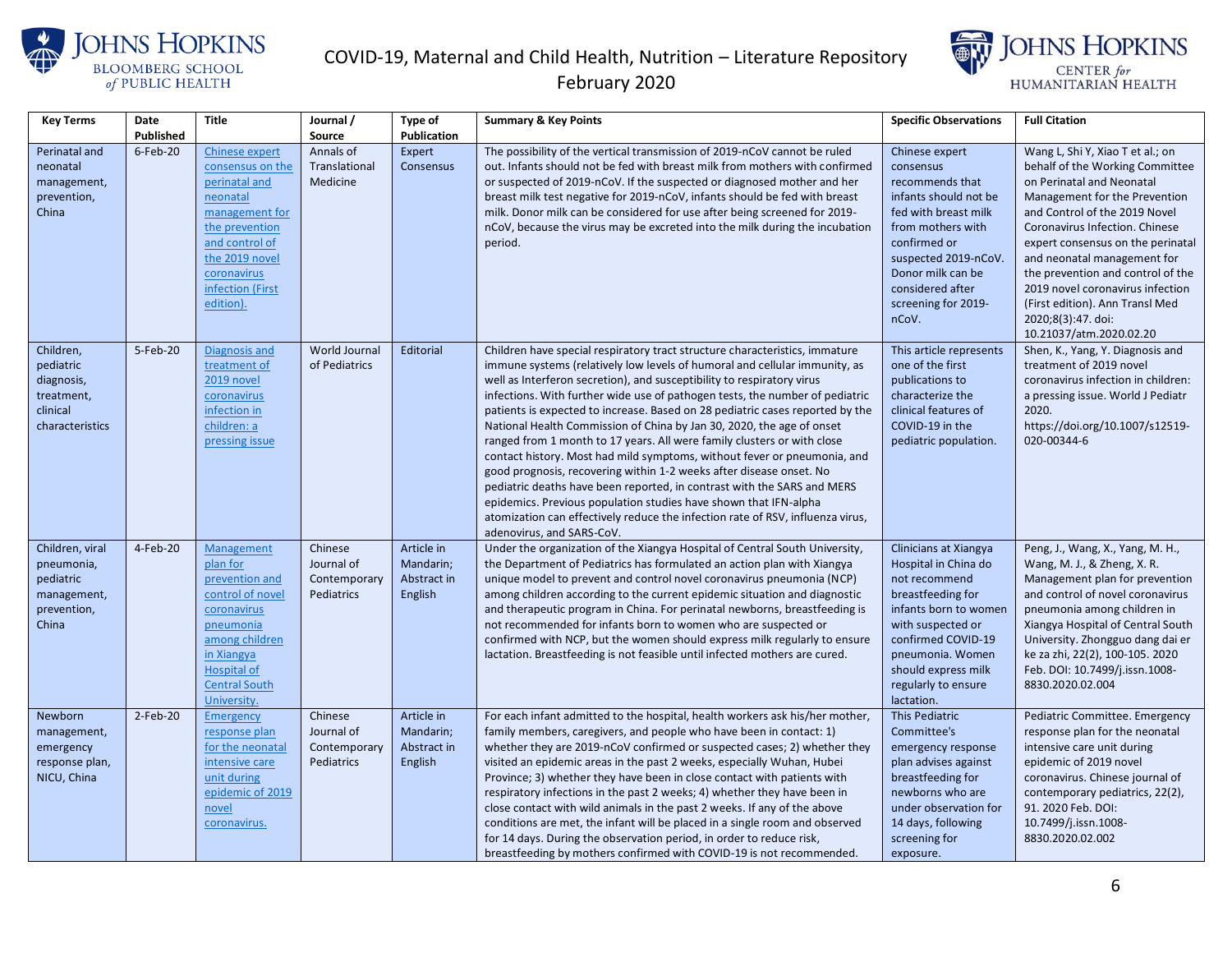| Key Terms | Date Published | Title | Journal / Source | Type of Publication | Summary & Key Points | Specific Observations | Full Citation |
|---|---|---|---|---|---|---|---|
| Perinatal and neonatal management, prevention, China | 6-Feb-20 | Chinese expert consensus on the perinatal and neonatal management for the prevention and control of the 2019 novel coronavirus infection (First edition). | Annals of Translational Medicine | Expert Consensus | The possibility of the vertical transmission of 2019-nCoV cannot be ruled out. Infants should not be fed with breast milk from mothers with confirmed or suspected of 2019-nCoV. If the suspected or diagnosed mother and her breast milk test negative for 2019-nCoV, infants should be fed with breast milk. Donor milk can be considered for use after being screened for 2019-nCoV, because the virus may be excreted into the milk during the incubation period. | Chinese expert consensus recommends that infants should not be fed with breast milk from mothers with confirmed or suspected 2019-nCoV. Donor milk can be considered after screening for 2019-nCoV. | Wang L, Shi Y, Xiao T et al.; on behalf of the Working Committee on Perinatal and Neonatal Management for the Prevention and Control of the 2019 Novel Coronavirus Infection. Chinese expert consensus on the perinatal and neonatal management for the prevention and control of the 2019 novel coronavirus infection (First edition). Ann Transl Med 2020;8(3):47. doi: 10.21037/atm.2020.02.20 |
| Children, pediatric diagnosis, treatment, clinical characteristics | 5-Feb-20 | Diagnosis and treatment of 2019 novel coronavirus infection in children: a pressing issue | World Journal of Pediatrics | Editorial | Children have special respiratory tract structure characteristics, immature immune systems (relatively low levels of humoral and cellular immunity, as well as Interferon secretion), and susceptibility to respiratory virus infections. With further wide use of pathogen tests, the number of pediatric patients is expected to increase. Based on 28 pediatric cases reported by the National Health Commission of China by Jan 30, 2020, the age of onset ranged from 1 month to 17 years. All were family clusters or with close contact history. Most had mild symptoms, without fever or pneumonia, and good prognosis, recovering within 1-2 weeks after disease onset. No pediatric deaths have been reported, in contrast with the SARS and MERS epidemics. Previous population studies have shown that IFN-alpha atomization can effectively reduce the infection rate of RSV, influenza virus, adenovirus, and SARS-CoV. | This article represents one of the first publications to characterize the clinical features of COVID-19 in the pediatric population. | Shen, K., Yang, Y. Diagnosis and treatment of 2019 novel coronavirus infection in children: a pressing issue. World J Pediatr 2020. https://doi.org/10.1007/s12519-020-00344-6 |
| Children, viral pneumonia, pediatric management, prevention, China | 4-Feb-20 | Management plan for prevention and control of novel coronavirus pneumonia among children in Xiangya Hospital of Central South University. | Chinese Journal of Contemporary Pediatrics | Article in Mandarin; Abstract in English | Under the organization of the Xiangya Hospital of Central South University, the Department of Pediatrics has formulated an action plan with Xiangya unique model to prevent and control novel coronavirus pneumonia (NCP) among children according to the current epidemic situation and diagnostic and therapeutic program in China. For perinatal newborns, breastfeeding is not recommended for infants born to women who are suspected or confirmed with NCP, but the women should express milk regularly to ensure lactation. Breastfeeding is not feasible until infected mothers are cured. | Clinicians at Xiangya Hospital in China do not recommend breastfeeding for infants born to women with suspected or confirmed COVID-19 pneumonia. Women should express milk regularly to ensure lactation. | Peng, J., Wang, X., Yang, M. H., Wang, M. J., & Zheng, X. R. Management plan for prevention and control of novel coronavirus pneumonia among children in Xiangya Hospital of Central South University. Zhongguo dang dai er ke za zhi, 22(2), 100-105. 2020 Feb. DOI: 10.7499/j.issn.1008-8830.2020.02.004 |
| Newborn management, emergency response plan, NICU, China | 2-Feb-20 | Emergency response plan for the neonatal intensive care unit during epidemic of 2019 novel coronavirus. | Chinese Journal of Contemporary Pediatrics | Article in Mandarin; Abstract in English | For each infant admitted to the hospital, health workers ask his/her mother, family members, caregivers, and people who have been in contact: 1) whether they are 2019-nCoV confirmed or suspected cases; 2) whether they visited an epidemic areas in the past 2 weeks, especially Wuhan, Hubei Province; 3) whether they have been in close contact with patients with respiratory infections in the past 2 weeks; 4) whether they have been in close contact with wild animals in the past 2 weeks. If any of the above conditions are met, the infant will be placed in a single room and observed for 14 days. During the observation period, in order to reduce risk, breastfeeding by mothers confirmed with COVID-19 is not recommended. | This Pediatric Committee's emergency response plan advises against breastfeeding for newborns who are under observation for 14 days, following screening for exposure. | Pediatric Committee. Emergency response plan for the neonatal intensive care unit during epidemic of 2019 novel coronavirus. Chinese journal of contemporary pediatrics, 22(2), 91. 2020 Feb. DOI: 10.7499/j.issn.1008-8830.2020.02.002 |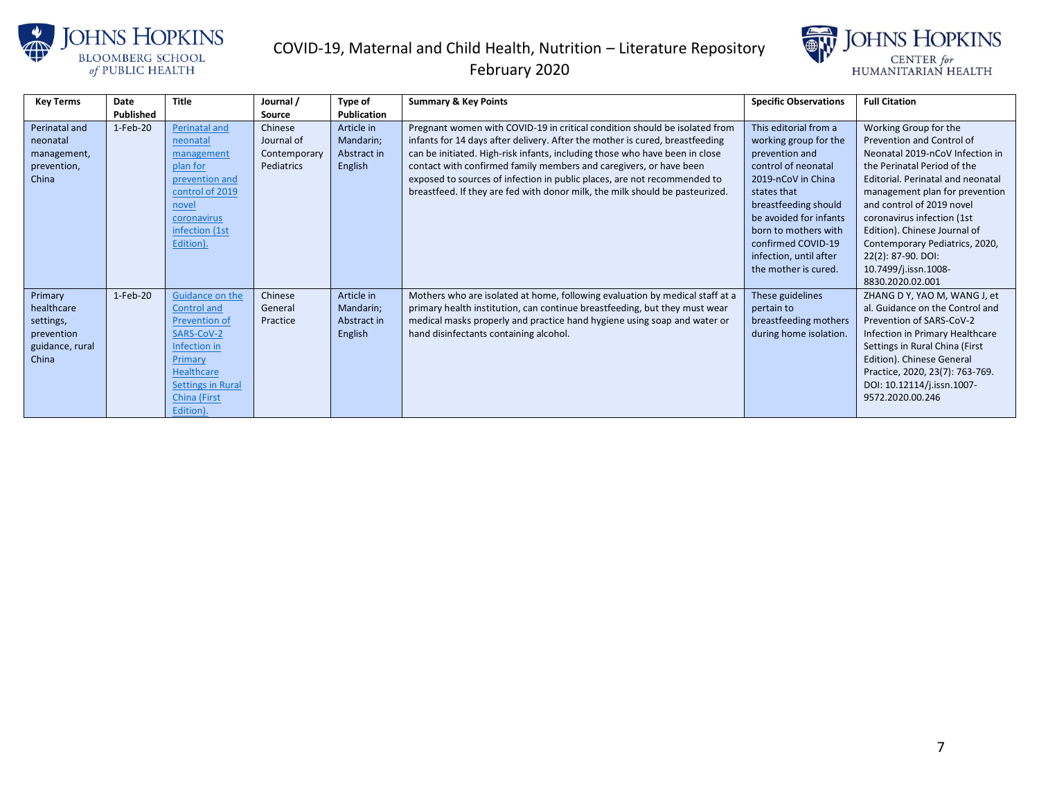| Key Terms | Date Published | Title | Journal / Source | Type of Publication | Summary & Key Points | Specific Observations | Full Citation |
|---|---|---|---|---|---|---|---|
| Perinatal and neonatal management, prevention, China | 1-Feb-20 | Perinatal and neonatal management plan for prevention and control of 2019 novel coronavirus infection (1st Edition). | Chinese Journal of Contemporary Pediatrics | Article in Mandarin; Abstract in English | Pregnant women with COVID-19 in critical condition should be isolated from infants for 14 days after delivery. After the mother is cured, breastfeeding can be initiated. High-risk infants, including those who have been in close contact with confirmed family members and caregivers, or have been exposed to sources of infection in public places, are not recommended to breastfeed. If they are fed with donor milk, the milk should be pasteurized. | This editorial from a working group for the prevention and control of neonatal 2019-nCoV in China states that breastfeeding should be avoided for infants born to mothers with confirmed COVID-19 infection, until after the mother is cured. | Working Group for the Prevention and Control of Neonatal 2019-nCoV Infection in the Perinatal Period of the Editorial. Perinatal and neonatal management plan for prevention and control of 2019 novel coronavirus infection (1st Edition). Chinese Journal of Contemporary Pediatrics, 2020, 22(2): 87-90. DOI: 10.7499/j.issn.1008-8830.2020.02.001 |
| Primary healthcare settings, prevention guidance, rural China | 1-Feb-20 | Guidance on the Control and Prevention of SARS-CoV-2 Infection in Primary Healthcare Settings in Rural China (First Edition). | Chinese General Practice | Article in Mandarin; Abstract in English | Mothers who are isolated at home, following evaluation by medical staff at a primary health institution, can continue breastfeeding, but they must wear medical masks properly and practice hand hygiene using soap and water or hand disinfectants containing alcohol. | These guidelines pertain to breastfeeding mothers during home isolation. | ZHANG D Y, YAO M, WANG J, et al. Guidance on the Control and Prevention of SARS-CoV-2 Infection in Primary Healthcare Settings in Rural China (First Edition). Chinese General Practice, 2020, 23(7): 763-769. DOI: 10.12114/j.issn.1007-9572.2020.00.246 |